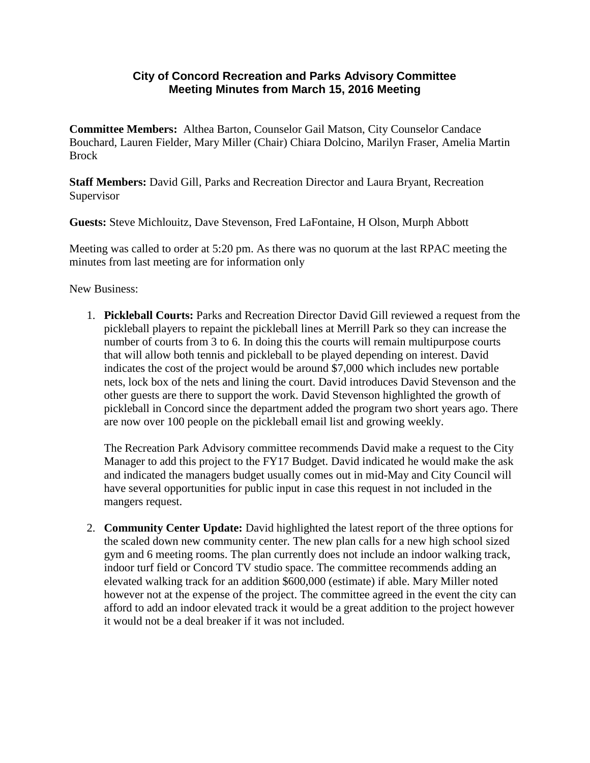# City of Concord Recreation and Parks Advisory Committee
## Meeting Minutes from March 15, 2016 Meeting

**Committee Members:** Althea Barton, Counselor Gail Matson, City Counselor Candace Bouchard, Lauren Fielder, Mary Miller (Chair) Chiara Dolcino, Marilyn Fraser, Amelia Martin Brock

**Staff Members:** David Gill, Parks and Recreation Director and Laura Bryant, Recreation Supervisor

**Guests:** Steve Michlouitz, Dave Stevenson, Fred LaFontaine, H Olson, Murph Abbott

Meeting was called to order at 5:20 pm. As there was no quorum at the last RPAC meeting the minutes from last meeting are for information only

New Business:

1. **Pickleball Courts:** Parks and Recreation Director David Gill reviewed a request from the pickleball players to repaint the pickleball lines at Merrill Park so they can increase the number of courts from 3 to 6. In doing this the courts will remain multipurpose courts that will allow both tennis and pickleball to be played depending on interest. David indicates the cost of the project would be around $7,000 which includes new portable nets, lock box of the nets and lining the court. David introduces David Stevenson and the other guests are there to support the work. David Stevenson highlighted the growth of pickleball in Concord since the department added the program two short years ago. There are now over 100 people on the pickleball email list and growing weekly.

   The Recreation Park Advisory committee recommends David make a request to the City Manager to add this project to the FY17 Budget. David indicated he would make the ask and indicated the managers budget usually comes out in mid-May and City Council will have several opportunities for public input in case this request in not included in the mangers request.

2. **Community Center Update:** David highlighted the latest report of the three options for the scaled down new community center. The new plan calls for a new high school sized gym and 6 meeting rooms. The plan currently does not include an indoor walking track, indoor turf field or Concord TV studio space. The committee recommends adding an elevated walking track for an addition $600,000 (estimate) if able. Mary Miller noted however not at the expense of the project. The committee agreed in the event the city can afford to add an indoor elevated track it would be a great addition to the project however it would not be a deal breaker if it was not included.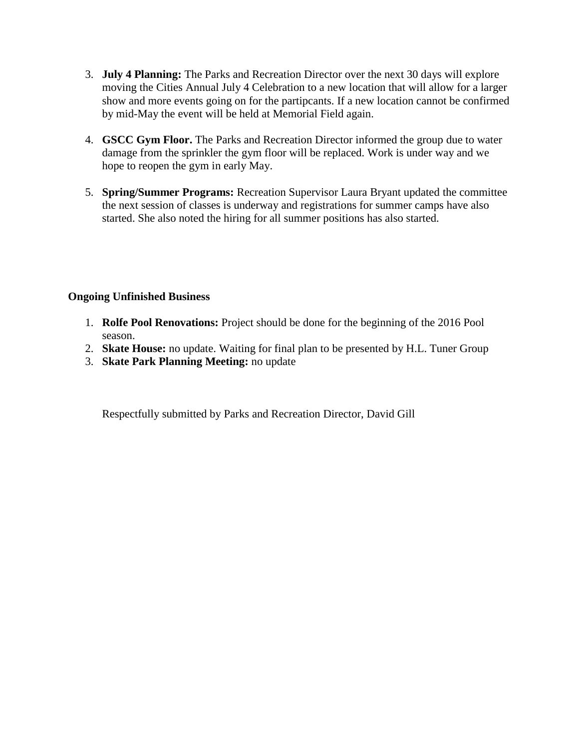3. **July 4 Planning:** The Parks and Recreation Director over the next 30 days will explore moving the Cities Annual July 4 Celebration to a new location that will allow for a larger show and more events going on for the partipcants. If a new location cannot be confirmed by mid-May the event will be held at Memorial Field again.

4. **GSCC Gym Floor.** The Parks and Recreation Director informed the group due to water damage from the sprinkler the gym floor will be replaced. Work is under way and we hope to reopen the gym in early May.

5. **Spring/Summer Programs:** Recreation Supervisor Laura Bryant updated the committee the next session of classes is underway and registrations for summer camps have also started. She also noted the hiring for all summer positions has also started.

**Ongoing Unfinished Business**

1. **Rolfe Pool Renovations:** Project should be done for the beginning of the 2016 Pool season.
2. **Skate House:** no update. Waiting for final plan to be presented by H.L. Tuner Group
3. **Skate Park Planning Meeting:** no update

Respectfully submitted by Parks and Recreation Director, David Gill